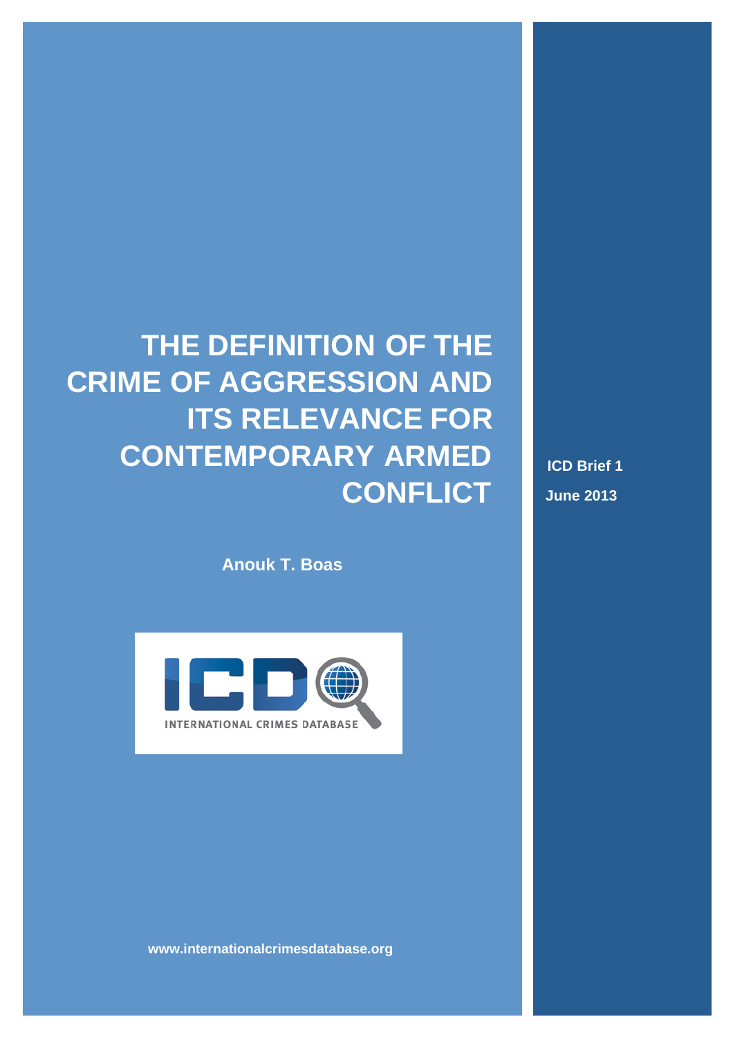# THE DEFINITION OF THE CRIME OF AGGRESSION AND ITS RELEVANCE FOR CONTEMPORARY ARMED CONFLICT

**ICD Brief 1**

**June 2013**

**Anouk T. Boas**

INTERNATIONAL CRIMES DATABASE

**www.internationalcrimesdatabase.org**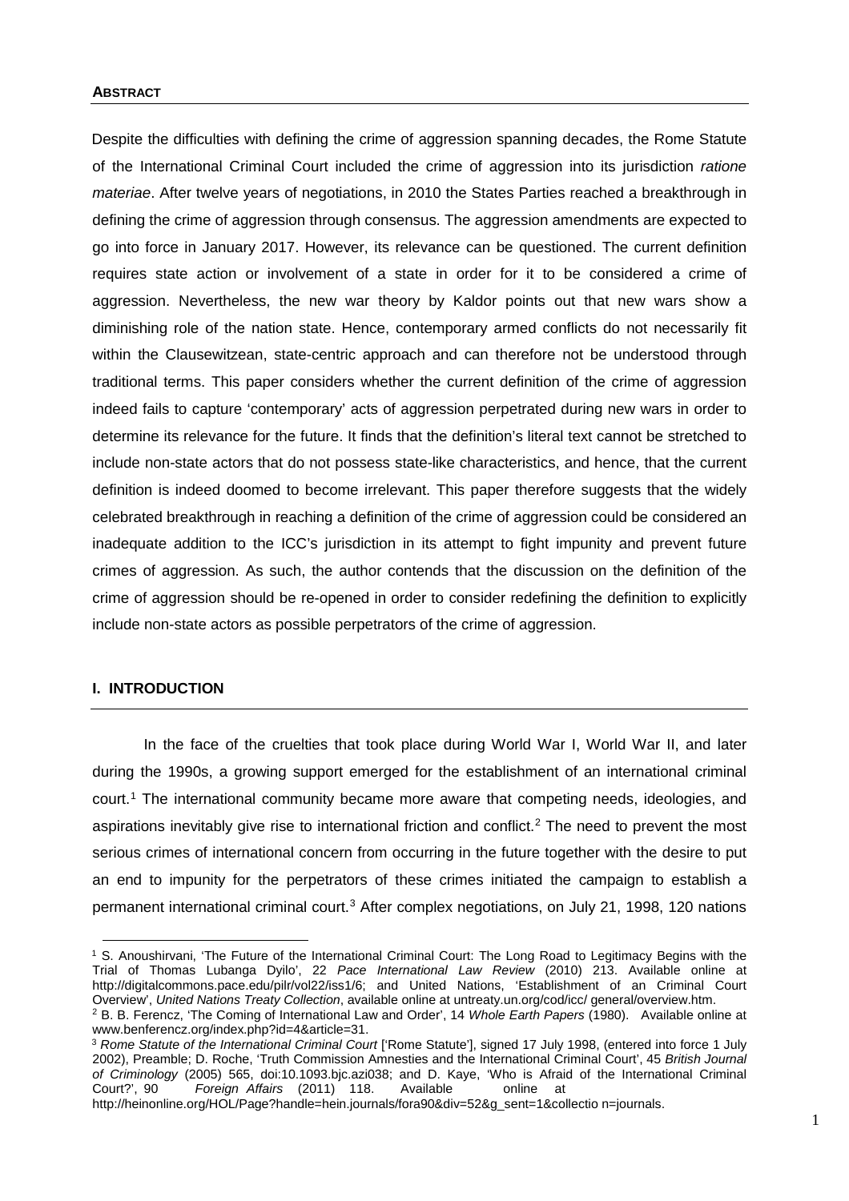#### ABSTRACT

Despite the difficulties with defining the crime of aggression spanning decades, the Rome Statute of the International Criminal Court included the crime of aggression into its jurisdiction *ratione materiae*. After twelve years of negotiations, in 2010 the States Parties reached a breakthrough in defining the crime of aggression through consensus. The aggression amendments are expected to go into force in January 2017. However, its relevance can be questioned. The current definition requires state action or involvement of a state in order for it to be considered a crime of aggression. Nevertheless, the new war theory by Kaldor points out that new wars show a diminishing role of the nation state. Hence, contemporary armed conflicts do not necessarily fit within the Clausewitzean, state-centric approach and can therefore not be understood through traditional terms. This paper considers whether the current definition of the crime of aggression indeed fails to capture 'contemporary' acts of aggression perpetrated during new wars in order to determine its relevance for the future. It finds that the definition's literal text cannot be stretched to include non-state actors that do not possess state-like characteristics, and hence, that the current definition is indeed doomed to become irrelevant. This paper therefore suggests that the widely celebrated breakthrough in reaching a definition of the crime of aggression could be considered an inadequate addition to the ICC's jurisdiction in its attempt to fight impunity and prevent future crimes of aggression. As such, the author contends that the discussion on the definition of the crime of aggression should be re-opened in order to consider redefining the definition to explicitly include non-state actors as possible perpetrators of the crime of aggression.

## I. INTRODUCTION

In the face of the cruelties that took place during World War I, World War II, and later during the 1990s, a growing support emerged for the establishment of an international criminal court.[1] The international community became more aware that competing needs, ideologies, and aspirations inevitably give rise to international friction and conflict.[2] The need to prevent the most serious crimes of international concern from occurring in the future together with the desire to put an end to impunity for the perpetrators of these crimes initiated the campaign to establish a permanent international criminal court.[3] After complex negotiations, on July 21, 1998, 120 nations

---

[1] S. Anoushirvani, 'The Future of the International Criminal Court: The Long Road to Legitimacy Begins with the Trial of Thomas Lubanga Dyilo', 22 *Pace International Law Review* (2010) 213. Available online at http://digitalcommons.pace.edu/pilr/vol22/iss1/6; and United Nations, 'Establishment of an Criminal Court Overview', *United Nations Treaty Collection*, available online at untreaty.un.org/cod/icc/ general/overview.htm.

[2] B. B. Ferencz, 'The Coming of International Law and Order', 14 *Whole Earth Papers* (1980). Available online at www.benferencz.org/index.php?id=4&article=31.

[3] *Rome Statute of the International Criminal Court* ['Rome Statute'], signed 17 July 1998, (entered into force 1 July 2002), Preamble; D. Roche, 'Truth Commission Amnesties and the International Criminal Court', 45 *British Journal of Criminology* (2005) 565, doi:10.1093.bjc.azi038; and D. Kaye, 'Who is Afraid of the International Criminal Court?', 90 *Foreign Affairs* (2011) 118. Available online at http://heinonline.org/HOL/Page?handle=hein.journals/fora90&div=52&g_sent=1&collectio n=journals.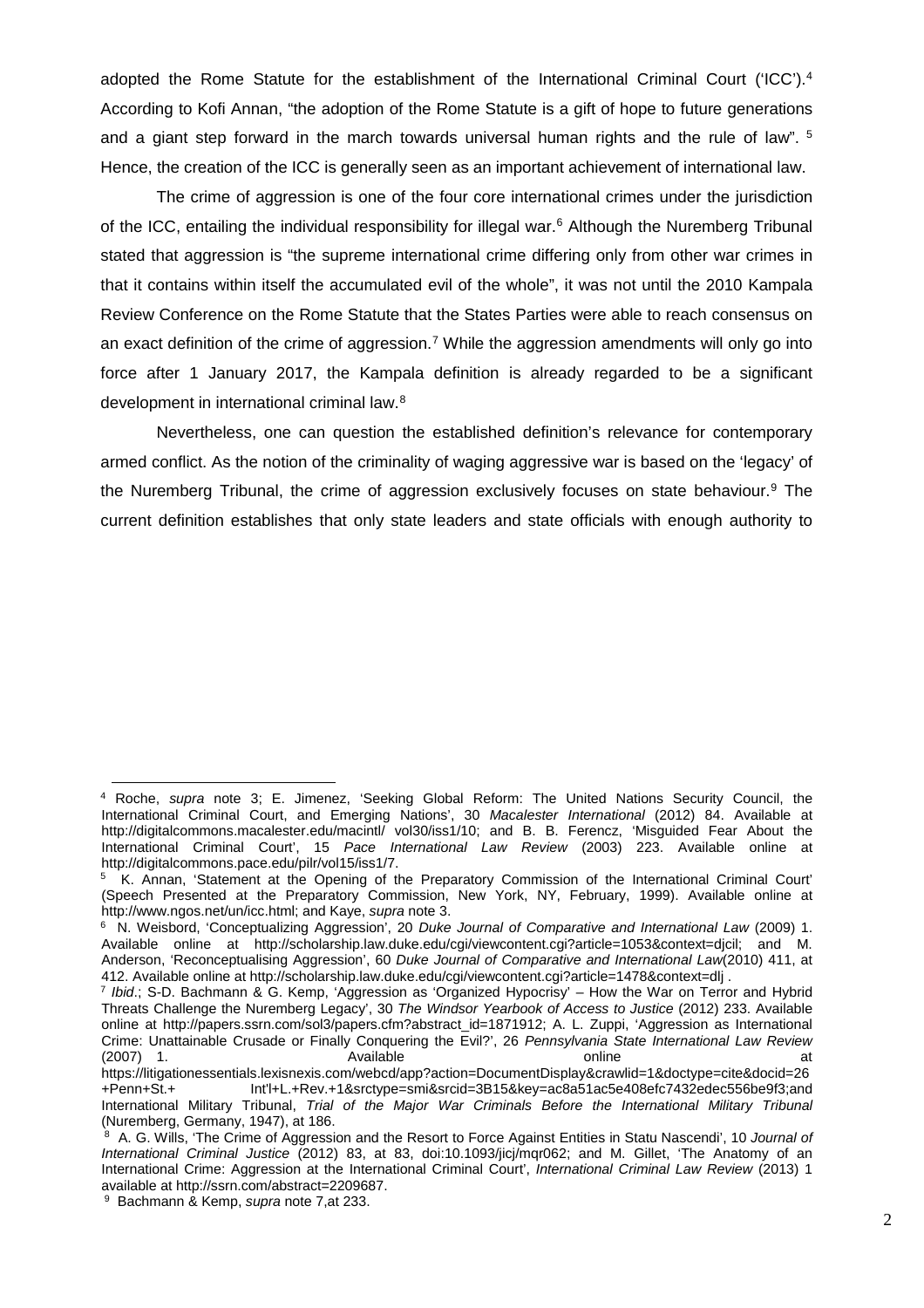adopted the Rome Statute for the establishment of the International Criminal Court ('ICC').[4] According to Kofi Annan, "the adoption of the Rome Statute is a gift of hope to future generations and a giant step forward in the march towards universal human rights and the rule of law". [5] Hence, the creation of the ICC is generally seen as an important achievement of international law.

The crime of aggression is one of the four core international crimes under the jurisdiction of the ICC, entailing the individual responsibility for illegal war.[6] Although the Nuremberg Tribunal stated that aggression is "the supreme international crime differing only from other war crimes in that it contains within itself the accumulated evil of the whole", it was not until the 2010 Kampala Review Conference on the Rome Statute that the States Parties were able to reach consensus on an exact definition of the crime of aggression.[7] While the aggression amendments will only go into force after 1 January 2017, the Kampala definition is already regarded to be a significant development in international criminal law.[8]

Nevertheless, one can question the established definition's relevance for contemporary armed conflict. As the notion of the criminality of waging aggressive war is based on the 'legacy' of the Nuremberg Tribunal, the crime of aggression exclusively focuses on state behaviour.[9] The current definition establishes that only state leaders and state officials with enough authority to

---

[4] Roche, *supra* note 3; E. Jimenez, 'Seeking Global Reform: The United Nations Security Council, the International Criminal Court, and Emerging Nations', 30 *Macalester International* (2012) 84. Available at http://digitalcommons.macalester.edu/macintl/ vol30/iss1/10; and B. B. Ferencz, 'Misguided Fear About the International Criminal Court', 15 *Pace International Law Review* (2003) 223. Available online at http://digitalcommons.pace.edu/pilr/vol15/iss1/7.

[5] K. Annan, 'Statement at the Opening of the Preparatory Commission of the International Criminal Court' (Speech Presented at the Preparatory Commission, New York, NY, February, 1999). Available online at http://www.ngos.net/un/icc.html; and Kaye, *supra* note 3.

[6] N. Weisbord, 'Conceptualizing Aggression', 20 *Duke Journal of Comparative and International Law* (2009) 1. Available online at http://scholarship.law.duke.edu/cgi/viewcontent.cgi?article=1053&context=djcil; and M. Anderson, 'Reconceptualising Aggression', 60 *Duke Journal of Comparative and International Law*(2010) 411, at 412. Available online at http://scholarship.law.duke.edu/cgi/viewcontent.cgi?article=1478&context=dlj .

[7] *Ibid*.; S-D. Bachmann & G. Kemp, 'Aggression as 'Organized Hypocrisy' – How the War on Terror and Hybrid Threats Challenge the Nuremberg Legacy', 30 *The Windsor Yearbook of Access to Justice* (2012) 233. Available online at http://papers.ssrn.com/sol3/papers.cfm?abstract_id=1871912; A. L. Zuppi, 'Aggression as International Crime: Unattainable Crusade or Finally Conquering the Evil?', 26 *Pennsylvania State International Law Review* (2007) 1. Available online at https://litigationessentials.lexisnexis.com/webcd/app?action=DocumentDisplay&crawlid=1&doctype=cite&docid=26+Penn+St.+ Int'l+L.+Rev.+1&srctype=smi&srcid=3B15&key=ac8a51ac5e408efc7432edec556be9f3;and International Military Tribunal, *Trial of the Major War Criminals Before the International Military Tribunal* (Nuremberg, Germany, 1947), at 186.

[8] A. G. Wills, 'The Crime of Aggression and the Resort to Force Against Entities in Statu Nascendi', 10 *Journal of International Criminal Justice* (2012) 83, at 83, doi:10.1093/jicj/mqr062; and M. Gillet, 'The Anatomy of an International Crime: Aggression at the International Criminal Court', *International Criminal Law Review* (2013) 1 available at http://ssrn.com/abstract=2209687.

[9] Bachmann & Kemp, *supra* note 7,at 233.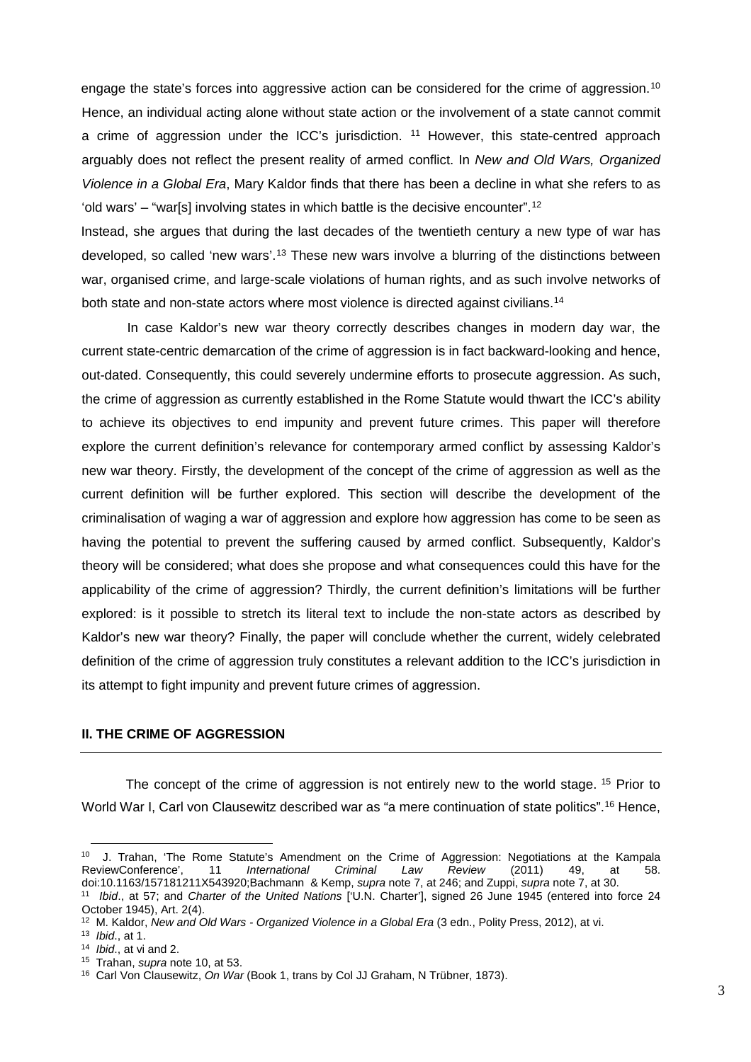engage the state's forces into aggressive action can be considered for the crime of aggression.[10] Hence, an individual acting alone without state action or the involvement of a state cannot commit a crime of aggression under the ICC's jurisdiction. [11] However, this state-centred approach arguably does not reflect the present reality of armed conflict. In *New and Old Wars, Organized Violence in a Global Era*, Mary Kaldor finds that there has been a decline in what she refers to as 'old wars' – "war[s] involving states in which battle is the decisive encounter".[12]

Instead, she argues that during the last decades of the twentieth century a new type of war has developed, so called 'new wars'.[13] These new wars involve a blurring of the distinctions between war, organised crime, and large-scale violations of human rights, and as such involve networks of both state and non-state actors where most violence is directed against civilians.[14]

In case Kaldor's new war theory correctly describes changes in modern day war, the current state-centric demarcation of the crime of aggression is in fact backward-looking and hence, out-dated. Consequently, this could severely undermine efforts to prosecute aggression. As such, the crime of aggression as currently established in the Rome Statute would thwart the ICC's ability to achieve its objectives to end impunity and prevent future crimes. This paper will therefore explore the current definition's relevance for contemporary armed conflict by assessing Kaldor's new war theory. Firstly, the development of the concept of the crime of aggression as well as the current definition will be further explored. This section will describe the development of the criminalisation of waging a war of aggression and explore how aggression has come to be seen as having the potential to prevent the suffering caused by armed conflict. Subsequently, Kaldor's theory will be considered; what does she propose and what consequences could this have for the applicability of the crime of aggression? Thirdly, the current definition's limitations will be further explored: is it possible to stretch its literal text to include the non-state actors as described by Kaldor's new war theory? Finally, the paper will conclude whether the current, widely celebrated definition of the crime of aggression truly constitutes a relevant addition to the ICC's jurisdiction in its attempt to fight impunity and prevent future crimes of aggression.

## II. THE CRIME OF AGGRESSION

The concept of the crime of aggression is not entirely new to the world stage. [15] Prior to World War I, Carl von Clausewitz described war as "a mere continuation of state politics".[16] Hence,

---

[10] J. Trahan, 'The Rome Statute's Amendment on the Crime of Aggression: Negotiations at the Kampala ReviewConference', 11 *International Criminal Law Review* (2011) 49, at 58. doi:10.1163/157181211X543920;Bachmann & Kemp, *supra* note 7, at 246; and Zuppi, *supra* note 7, at 30.

[11] *Ibid*., at 57; and *Charter of the United Nations* ['U.N. Charter'], signed 26 June 1945 (entered into force 24 October 1945), Art. 2(4).

[12] M. Kaldor, *New and Old Wars - Organized Violence in a Global Era* (3 edn., Polity Press, 2012), at vi.

[13] *Ibid*., at 1.

[14] *Ibid*., at vi and 2.

[15] Trahan, *supra* note 10, at 53.

[16] Carl Von Clausewitz, *On War* (Book 1, trans by Col JJ Graham, N Trübner, 1873).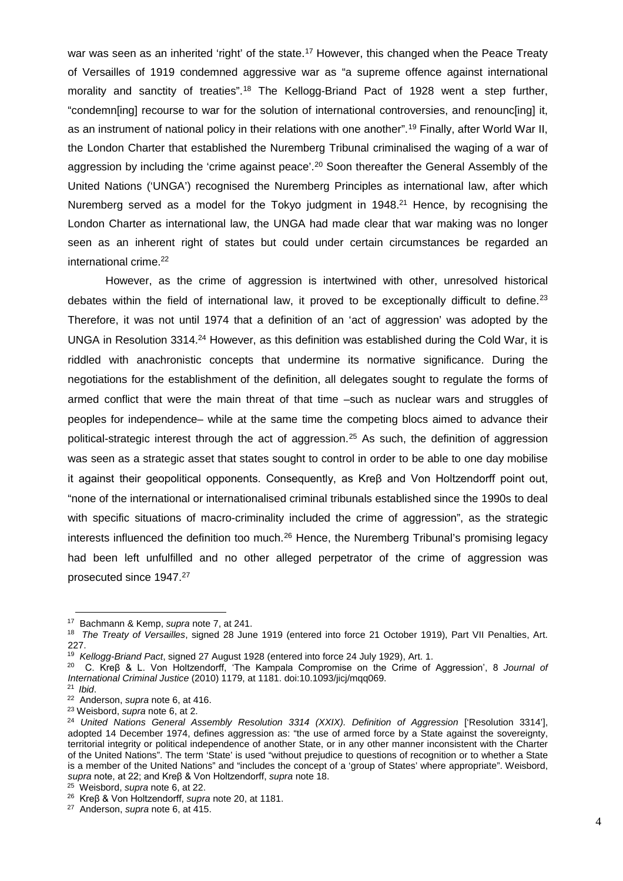war was seen as an inherited 'right' of the state.[17] However, this changed when the Peace Treaty of Versailles of 1919 condemned aggressive war as "a supreme offence against international morality and sanctity of treaties".[18] The Kellogg-Briand Pact of 1928 went a step further, "condemn[ing] recourse to war for the solution of international controversies, and renounc[ing] it, as an instrument of national policy in their relations with one another".[19] Finally, after World War II, the London Charter that established the Nuremberg Tribunal criminalised the waging of a war of aggression by including the 'crime against peace'.[20] Soon thereafter the General Assembly of the United Nations ('UNGA') recognised the Nuremberg Principles as international law, after which Nuremberg served as a model for the Tokyo judgment in 1948.[21] Hence, by recognising the London Charter as international law, the UNGA had made clear that war making was no longer seen as an inherent right of states but could under certain circumstances be regarded an international crime.[22]

However, as the crime of aggression is intertwined with other, unresolved historical debates within the field of international law, it proved to be exceptionally difficult to define.[23] Therefore, it was not until 1974 that a definition of an 'act of aggression' was adopted by the UNGA in Resolution 3314.[24] However, as this definition was established during the Cold War, it is riddled with anachronistic concepts that undermine its normative significance. During the negotiations for the establishment of the definition, all delegates sought to regulate the forms of armed conflict that were the main threat of that time –such as nuclear wars and struggles of peoples for independence– while at the same time the competing blocs aimed to advance their political-strategic interest through the act of aggression.[25] As such, the definition of aggression was seen as a strategic asset that states sought to control in order to be able to one day mobilise it against their geopolitical opponents. Consequently, as Kreβ and Von Holtzendorff point out, "none of the international or internationalised criminal tribunals established since the 1990s to deal with specific situations of macro-criminality included the crime of aggression", as the strategic interests influenced the definition too much.[26] Hence, the Nuremberg Tribunal's promising legacy had been left unfulfilled and no other alleged perpetrator of the crime of aggression was prosecuted since 1947.[27]

---

[17] Bachmann & Kemp, *supra* note 7, at 241.

[18] *The Treaty of Versailles*, signed 28 June 1919 (entered into force 21 October 1919), Part VII Penalties, Art. 227.

[19] *Kellogg-Briand Pact*, signed 27 August 1928 (entered into force 24 July 1929), Art. 1.

[20] C. Kreβ & L. Von Holtzendorff, 'The Kampala Compromise on the Crime of Aggression', 8 *Journal of International Criminal Justice* (2010) 1179, at 1181. doi:10.1093/jicj/mqq069.

[21] *Ibid*.

[22] Anderson, *supra* note 6, at 416.

[23] Weisbord, *supra* note 6, at 2.

[24] *United Nations General Assembly Resolution 3314 (XXIX). Definition of Aggression* ['Resolution 3314'], adopted 14 December 1974, defines aggression as: "the use of armed force by a State against the sovereignty, territorial integrity or political independence of another State, or in any other manner inconsistent with the Charter of the United Nations". The term 'State' is used "without prejudice to questions of recognition or to whether a State is a member of the United Nations" and "includes the concept of a 'group of States' where appropriate". Weisbord, *supra* note, at 22; and Kreβ & Von Holtzendorff, *supra* note 18.

[25] Weisbord, *supra* note 6, at 22.

[26] Kreβ & Von Holtzendorff, *supra* note 20, at 1181.

[27] Anderson, *supra* note 6, at 415.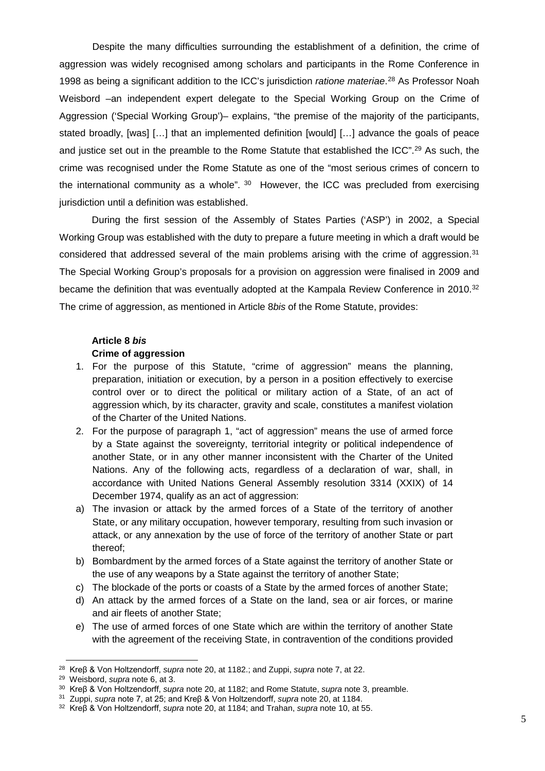Despite the many difficulties surrounding the establishment of a definition, the crime of aggression was widely recognised among scholars and participants in the Rome Conference in 1998 as being a significant addition to the ICC's jurisdiction *ratione materiae*.[28] As Professor Noah Weisbord –an independent expert delegate to the Special Working Group on the Crime of Aggression ('Special Working Group')– explains, "the premise of the majority of the participants, stated broadly, [was] […] that an implemented definition [would] […] advance the goals of peace and justice set out in the preamble to the Rome Statute that established the ICC".[29] As such, the crime was recognised under the Rome Statute as one of the "most serious crimes of concern to the international community as a whole". [30] However, the ICC was precluded from exercising jurisdiction until a definition was established.

During the first session of the Assembly of States Parties ('ASP') in 2002, a Special Working Group was established with the duty to prepare a future meeting in which a draft would be considered that addressed several of the main problems arising with the crime of aggression.[31] The Special Working Group's proposals for a provision on aggression were finalised in 2009 and became the definition that was eventually adopted at the Kampala Review Conference in 2010.[32] The crime of aggression, as mentioned in Article 8*bis* of the Rome Statute, provides:

> **Article 8 *bis***
> **Crime of aggression**
>
> 1. For the purpose of this Statute, "crime of aggression" means the planning, preparation, initiation or execution, by a person in a position effectively to exercise control over or to direct the political or military action of a State, of an act of aggression which, by its character, gravity and scale, constitutes a manifest violation of the Charter of the United Nations.
> 2. For the purpose of paragraph 1, "act of aggression" means the use of armed force by a State against the sovereignty, territorial integrity or political independence of another State, or in any other manner inconsistent with the Charter of the United Nations. Any of the following acts, regardless of a declaration of war, shall, in accordance with United Nations General Assembly resolution 3314 (XXIX) of 14 December 1974, qualify as an act of aggression:
>
> a) The invasion or attack by the armed forces of a State of the territory of another State, or any military occupation, however temporary, resulting from such invasion or attack, or any annexation by the use of force of the territory of another State or part thereof;
> b) Bombardment by the armed forces of a State against the territory of another State or the use of any weapons by a State against the territory of another State;
> c) The blockade of the ports or coasts of a State by the armed forces of another State;
> d) An attack by the armed forces of a State on the land, sea or air forces, or marine and air fleets of another State;
> e) The use of armed forces of one State which are within the territory of another State with the agreement of the receiving State, in contravention of the conditions provided

---

[28] Kreβ & Von Holtzendorff, *supra* note 20, at 1182.; and Zuppi, *supra* note 7, at 22.

[29] Weisbord, *supra* note 6, at 3.

[30] Kreβ & Von Holtzendorff, *supra* note 20, at 1182; and Rome Statute, *supra* note 3, preamble.

[31] Zuppi, *supra* note 7, at 25; and Kreβ & Von Holtzendorff, *supra* note 20, at 1184.

[32] Kreβ & Von Holtzendorff, *supra* note 20, at 1184; and Trahan, *supra* note 10, at 55.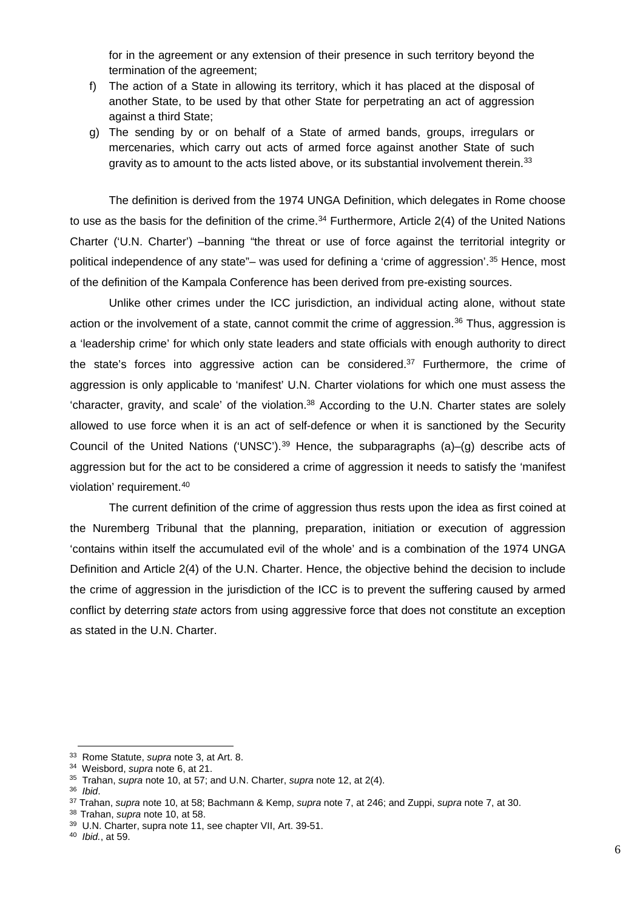for in the agreement or any extension of their presence in such territory beyond the termination of the agreement;

f) The action of a State in allowing its territory, which it has placed at the disposal of another State, to be used by that other State for perpetrating an act of aggression against a third State;

g) The sending by or on behalf of a State of armed bands, groups, irregulars or mercenaries, which carry out acts of armed force against another State of such gravity as to amount to the acts listed above, or its substantial involvement therein.[33]

The definition is derived from the 1974 UNGA Definition, which delegates in Rome choose to use as the basis for the definition of the crime.[34] Furthermore, Article 2(4) of the United Nations Charter ('U.N. Charter') –banning "the threat or use of force against the territorial integrity or political independence of any state"– was used for defining a 'crime of aggression'.[35] Hence, most of the definition of the Kampala Conference has been derived from pre-existing sources.

Unlike other crimes under the ICC jurisdiction, an individual acting alone, without state action or the involvement of a state, cannot commit the crime of aggression.[36] Thus, aggression is a 'leadership crime' for which only state leaders and state officials with enough authority to direct the state's forces into aggressive action can be considered.[37] Furthermore, the crime of aggression is only applicable to 'manifest' U.N. Charter violations for which one must assess the 'character, gravity, and scale' of the violation.[38] According to the U.N. Charter states are solely allowed to use force when it is an act of self-defence or when it is sanctioned by the Security Council of the United Nations ('UNSC').[39] Hence, the subparagraphs (a)–(g) describe acts of aggression but for the act to be considered a crime of aggression it needs to satisfy the 'manifest violation' requirement.[40]

The current definition of the crime of aggression thus rests upon the idea as first coined at the Nuremberg Tribunal that the planning, preparation, initiation or execution of aggression 'contains within itself the accumulated evil of the whole' and is a combination of the 1974 UNGA Definition and Article 2(4) of the U.N. Charter. Hence, the objective behind the decision to include the crime of aggression in the jurisdiction of the ICC is to prevent the suffering caused by armed conflict by deterring *state* actors from using aggressive force that does not constitute an exception as stated in the U.N. Charter.

---

[33] Rome Statute, *supra* note 3, at Art. 8.

[34] Weisbord, *supra* note 6, at 21.

[35] Trahan, *supra* note 10, at 57; and U.N. Charter, *supra* note 12, at 2(4).

[36] *Ibid*.

[37] Trahan, *supra* note 10, at 58; Bachmann & Kemp, *supra* note 7, at 246; and Zuppi, *supra* note 7, at 30.

[38] Trahan, *supra* note 10, at 58.

[39] U.N. Charter, supra note 11, see chapter VII, Art. 39-51.

[40] *Ibid.*, at 59.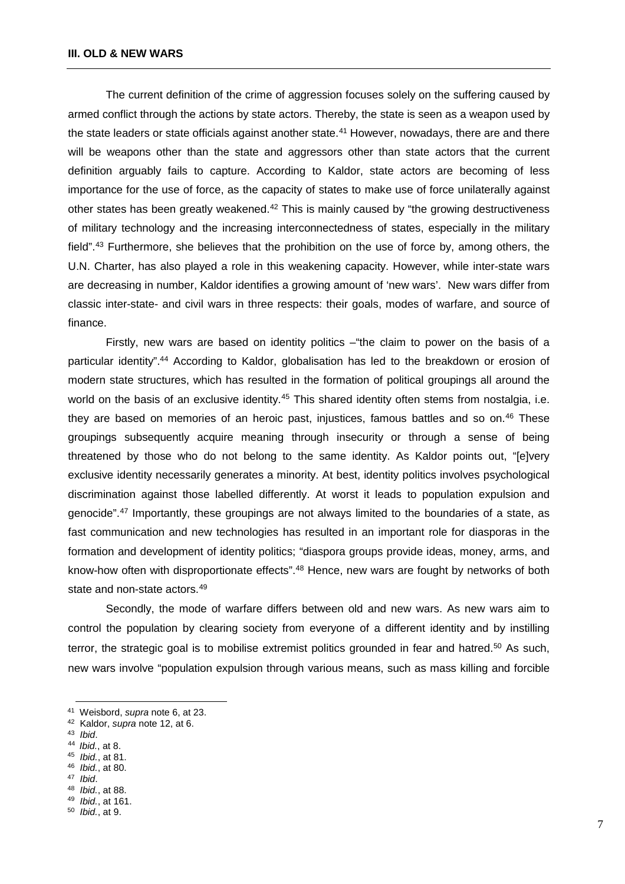### III. OLD & NEW WARS

The current definition of the crime of aggression focuses solely on the suffering caused by armed conflict through the actions by state actors. Thereby, the state is seen as a weapon used by the state leaders or state officials against another state.[41] However, nowadays, there are and there will be weapons other than the state and aggressors other than state actors that the current definition arguably fails to capture. According to Kaldor, state actors are becoming of less importance for the use of force, as the capacity of states to make use of force unilaterally against other states has been greatly weakened.[42] This is mainly caused by "the growing destructiveness of military technology and the increasing interconnectedness of states, especially in the military field".[43] Furthermore, she believes that the prohibition on the use of force by, among others, the U.N. Charter, has also played a role in this weakening capacity. However, while inter-state wars are decreasing in number, Kaldor identifies a growing amount of 'new wars'. New wars differ from classic inter-state- and civil wars in three respects: their goals, modes of warfare, and source of finance.

Firstly, new wars are based on identity politics –"the claim to power on the basis of a particular identity".[44] According to Kaldor, globalisation has led to the breakdown or erosion of modern state structures, which has resulted in the formation of political groupings all around the world on the basis of an exclusive identity.[45] This shared identity often stems from nostalgia, i.e. they are based on memories of an heroic past, injustices, famous battles and so on.[46] These groupings subsequently acquire meaning through insecurity or through a sense of being threatened by those who do not belong to the same identity. As Kaldor points out, "[e]very exclusive identity necessarily generates a minority. At best, identity politics involves psychological discrimination against those labelled differently. At worst it leads to population expulsion and genocide".[47] Importantly, these groupings are not always limited to the boundaries of a state, as fast communication and new technologies has resulted in an important role for diasporas in the formation and development of identity politics; "diaspora groups provide ideas, money, arms, and know-how often with disproportionate effects".[48] Hence, new wars are fought by networks of both state and non-state actors.[49]

Secondly, the mode of warfare differs between old and new wars. As new wars aim to control the population by clearing society from everyone of a different identity and by instilling terror, the strategic goal is to mobilise extremist politics grounded in fear and hatred.[50] As such, new wars involve "population expulsion through various means, such as mass killing and forcible

---

[41] Weisbord, *supra* note 6, at 23.
[42] Kaldor, *supra* note 12, at 6.
[43] *Ibid*.
[44] *Ibid.*, at 8.
[45] *Ibid.*, at 81.
[46] *Ibid.*, at 80.
[47] *Ibid*.
[48] *Ibid.*, at 88.
[49] *Ibid.*, at 161.
[50] *Ibid.*, at 9.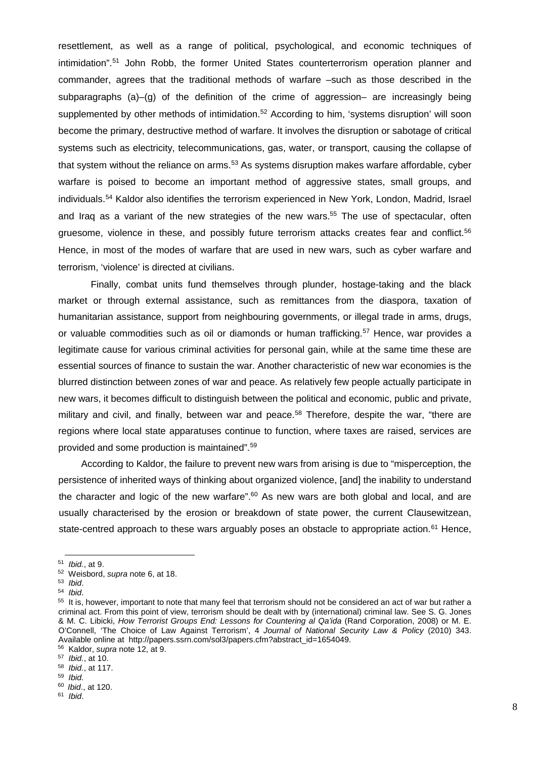resettlement, as well as a range of political, psychological, and economic techniques of intimidation".[51] John Robb, the former United States counterterrorism operation planner and commander, agrees that the traditional methods of warfare –such as those described in the subparagraphs (a)–(g) of the definition of the crime of aggression– are increasingly being supplemented by other methods of intimidation.[52] According to him, 'systems disruption' will soon become the primary, destructive method of warfare. It involves the disruption or sabotage of critical systems such as electricity, telecommunications, gas, water, or transport, causing the collapse of that system without the reliance on arms.[53] As systems disruption makes warfare affordable, cyber warfare is poised to become an important method of aggressive states, small groups, and individuals.[54] Kaldor also identifies the terrorism experienced in New York, London, Madrid, Israel and Iraq as a variant of the new strategies of the new wars.[55] The use of spectacular, often gruesome, violence in these, and possibly future terrorism attacks creates fear and conflict.[56] Hence, in most of the modes of warfare that are used in new wars, such as cyber warfare and terrorism, 'violence' is directed at civilians.

Finally, combat units fund themselves through plunder, hostage-taking and the black market or through external assistance, such as remittances from the diaspora, taxation of humanitarian assistance, support from neighbouring governments, or illegal trade in arms, drugs, or valuable commodities such as oil or diamonds or human trafficking.[57] Hence, war provides a legitimate cause for various criminal activities for personal gain, while at the same time these are essential sources of finance to sustain the war. Another characteristic of new war economies is the blurred distinction between zones of war and peace. As relatively few people actually participate in new wars, it becomes difficult to distinguish between the political and economic, public and private, military and civil, and finally, between war and peace.[58] Therefore, despite the war, "there are regions where local state apparatuses continue to function, where taxes are raised, services are provided and some production is maintained".[59]

According to Kaldor, the failure to prevent new wars from arising is due to "misperception, the persistence of inherited ways of thinking about organized violence, [and] the inability to understand the character and logic of the new warfare".[60] As new wars are both global and local, and are usually characterised by the erosion or breakdown of state power, the current Clausewitzean, state-centred approach to these wars arguably poses an obstacle to appropriate action.[61] Hence,

---

[51] *Ibid.*, at 9.

[52] Weisbord, *supra* note 6, at 18.

[53] *Ibid*.

[54] *Ibid*.

[55] It is, however, important to note that many feel that terrorism should not be considered an act of war but rather a criminal act. From this point of view, terrorism should be dealt with by (international) criminal law. See S. G. Jones & M. C. Libicki, *How Terrorist Groups End: Lessons for Countering al Qa'ida* (Rand Corporation, 2008) or M. E. O'Connell, 'The Choice of Law Against Terrorism', 4 *Journal of National Security Law & Policy* (2010) 343. Available online at http://papers.ssrn.com/sol3/papers.cfm?abstract_id=1654049.

[56] Kaldor, *supra* note 12, at 9.

[57] *Ibid.*, at 10.

[58] *Ibid.*, at 117.

[59] *Ibid.*

[60] *Ibid*., at 120.

[61] *Ibid*.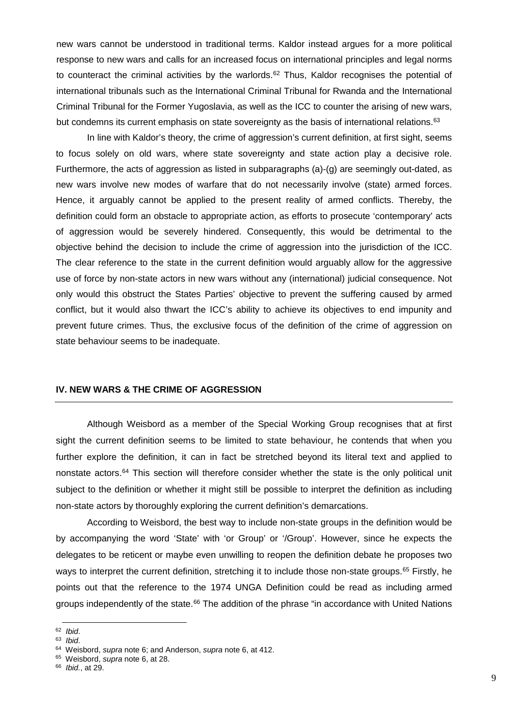new wars cannot be understood in traditional terms. Kaldor instead argues for a more political response to new wars and calls for an increased focus on international principles and legal norms to counteract the criminal activities by the warlords.[62] Thus, Kaldor recognises the potential of international tribunals such as the International Criminal Tribunal for Rwanda and the International Criminal Tribunal for the Former Yugoslavia, as well as the ICC to counter the arising of new wars, but condemns its current emphasis on state sovereignty as the basis of international relations.[63]

In line with Kaldor's theory, the crime of aggression's current definition, at first sight, seems to focus solely on old wars, where state sovereignty and state action play a decisive role. Furthermore, the acts of aggression as listed in subparagraphs (a)-(g) are seemingly out-dated, as new wars involve new modes of warfare that do not necessarily involve (state) armed forces. Hence, it arguably cannot be applied to the present reality of armed conflicts. Thereby, the definition could form an obstacle to appropriate action, as efforts to prosecute 'contemporary' acts of aggression would be severely hindered. Consequently, this would be detrimental to the objective behind the decision to include the crime of aggression into the jurisdiction of the ICC. The clear reference to the state in the current definition would arguably allow for the aggressive use of force by non-state actors in new wars without any (international) judicial consequence. Not only would this obstruct the States Parties' objective to prevent the suffering caused by armed conflict, but it would also thwart the ICC's ability to achieve its objectives to end impunity and prevent future crimes. Thus, the exclusive focus of the definition of the crime of aggression on state behaviour seems to be inadequate.

## IV. NEW WARS & THE CRIME OF AGGRESSION

Although Weisbord as a member of the Special Working Group recognises that at first sight the current definition seems to be limited to state behaviour, he contends that when you further explore the definition, it can in fact be stretched beyond its literal text and applied to nonstate actors.[64] This section will therefore consider whether the state is the only political unit subject to the definition or whether it might still be possible to interpret the definition as including non-state actors by thoroughly exploring the current definition's demarcations.

According to Weisbord, the best way to include non-state groups in the definition would be by accompanying the word 'State' with 'or Group' or '/Group'. However, since he expects the delegates to be reticent or maybe even unwilling to reopen the definition debate he proposes two ways to interpret the current definition, stretching it to include those non-state groups.[65] Firstly, he points out that the reference to the 1974 UNGA Definition could be read as including armed groups independently of the state.[66] The addition of the phrase "in accordance with United Nations

---

[62] *Ibid*.

[63] *Ibid*.

[64] Weisbord, *supra* note 6; and Anderson, *supra* note 6, at 412.

[65] Weisbord, *supra* note 6, at 28.

[66] *Ibid.*, at 29.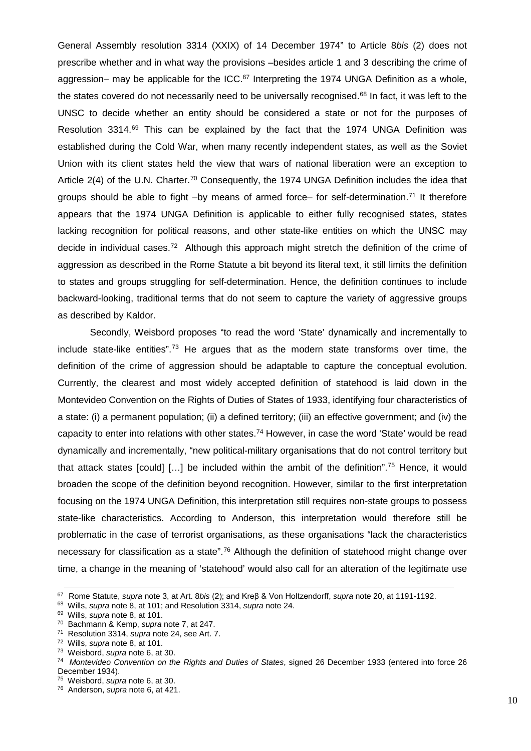General Assembly resolution 3314 (XXIX) of 14 December 1974" to Article 8*bis* (2) does not prescribe whether and in what way the provisions –besides article 1 and 3 describing the crime of aggression– may be applicable for the ICC.[67] Interpreting the 1974 UNGA Definition as a whole, the states covered do not necessarily need to be universally recognised.[68] In fact, it was left to the UNSC to decide whether an entity should be considered a state or not for the purposes of Resolution 3314.[69] This can be explained by the fact that the 1974 UNGA Definition was established during the Cold War, when many recently independent states, as well as the Soviet Union with its client states held the view that wars of national liberation were an exception to Article 2(4) of the U.N. Charter.[70] Consequently, the 1974 UNGA Definition includes the idea that groups should be able to fight –by means of armed force– for self-determination.[71] It therefore appears that the 1974 UNGA Definition is applicable to either fully recognised states, states lacking recognition for political reasons, and other state-like entities on which the UNSC may decide in individual cases.[72] Although this approach might stretch the definition of the crime of aggression as described in the Rome Statute a bit beyond its literal text, it still limits the definition to states and groups struggling for self-determination. Hence, the definition continues to include backward-looking, traditional terms that do not seem to capture the variety of aggressive groups as described by Kaldor.

Secondly, Weisbord proposes "to read the word 'State' dynamically and incrementally to include state-like entities".[73] He argues that as the modern state transforms over time, the definition of the crime of aggression should be adaptable to capture the conceptual evolution. Currently, the clearest and most widely accepted definition of statehood is laid down in the Montevideo Convention on the Rights of Duties of States of 1933, identifying four characteristics of a state: (i) a permanent population; (ii) a defined territory; (iii) an effective government; and (iv) the capacity to enter into relations with other states.[74] However, in case the word 'State' would be read dynamically and incrementally, "new political-military organisations that do not control territory but that attack states [could] […] be included within the ambit of the definition".[75] Hence, it would broaden the scope of the definition beyond recognition. However, similar to the first interpretation focusing on the 1974 UNGA Definition, this interpretation still requires non-state groups to possess state-like characteristics. According to Anderson, this interpretation would therefore still be problematic in the case of terrorist organisations, as these organisations "lack the characteristics necessary for classification as a state".[76] Although the definition of statehood might change over time, a change in the meaning of 'statehood' would also call for an alteration of the legitimate use

---

[67] Rome Statute, *supra* note 3, at Art. 8*bis* (2); and Kreβ & Von Holtzendorff, *supra* note 20, at 1191-1192.

[68] Wills, *supra* note 8, at 101; and Resolution 3314, *supra* note 24.

[69] Wills, *supra* note 8, at 101.

[70] Bachmann & Kemp, *supra* note 7, at 247.

[71] Resolution 3314, *supra* note 24, see Art. 7.

[72] Wills, *supra* note 8, at 101.

[73] Weisbord, *supra* note 6, at 30.

[74] *Montevideo Convention on the Rights and Duties of States*, signed 26 December 1933 (entered into force 26 December 1934).

[75] Weisbord, *supra* note 6, at 30.

[76] Anderson, *supra* note 6, at 421.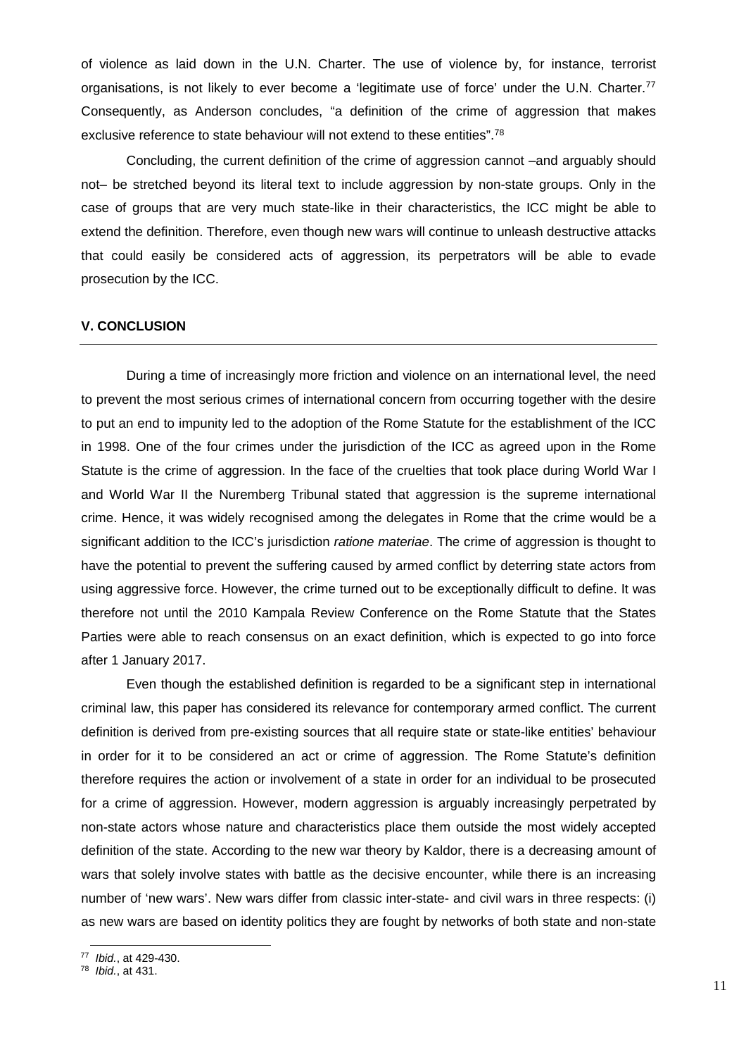of violence as laid down in the U.N. Charter. The use of violence by, for instance, terrorist organisations, is not likely to ever become a 'legitimate use of force' under the U.N. Charter.[77] Consequently, as Anderson concludes, "a definition of the crime of aggression that makes exclusive reference to state behaviour will not extend to these entities".[78]

Concluding, the current definition of the crime of aggression cannot –and arguably should not– be stretched beyond its literal text to include aggression by non-state groups. Only in the case of groups that are very much state-like in their characteristics, the ICC might be able to extend the definition. Therefore, even though new wars will continue to unleash destructive attacks that could easily be considered acts of aggression, its perpetrators will be able to evade prosecution by the ICC.

## V. CONCLUSION

During a time of increasingly more friction and violence on an international level, the need to prevent the most serious crimes of international concern from occurring together with the desire to put an end to impunity led to the adoption of the Rome Statute for the establishment of the ICC in 1998. One of the four crimes under the jurisdiction of the ICC as agreed upon in the Rome Statute is the crime of aggression. In the face of the cruelties that took place during World War I and World War II the Nuremberg Tribunal stated that aggression is the supreme international crime. Hence, it was widely recognised among the delegates in Rome that the crime would be a significant addition to the ICC's jurisdiction *ratione materiae*. The crime of aggression is thought to have the potential to prevent the suffering caused by armed conflict by deterring state actors from using aggressive force. However, the crime turned out to be exceptionally difficult to define. It was therefore not until the 2010 Kampala Review Conference on the Rome Statute that the States Parties were able to reach consensus on an exact definition, which is expected to go into force after 1 January 2017.

Even though the established definition is regarded to be a significant step in international criminal law, this paper has considered its relevance for contemporary armed conflict. The current definition is derived from pre-existing sources that all require state or state-like entities' behaviour in order for it to be considered an act or crime of aggression. The Rome Statute's definition therefore requires the action or involvement of a state in order for an individual to be prosecuted for a crime of aggression. However, modern aggression is arguably increasingly perpetrated by non-state actors whose nature and characteristics place them outside the most widely accepted definition of the state. According to the new war theory by Kaldor, there is a decreasing amount of wars that solely involve states with battle as the decisive encounter, while there is an increasing number of 'new wars'. New wars differ from classic inter-state- and civil wars in three respects: (i) as new wars are based on identity politics they are fought by networks of both state and non-state

[77] *Ibid.*, at 429-430.
[78] *Ibid.*, at 431.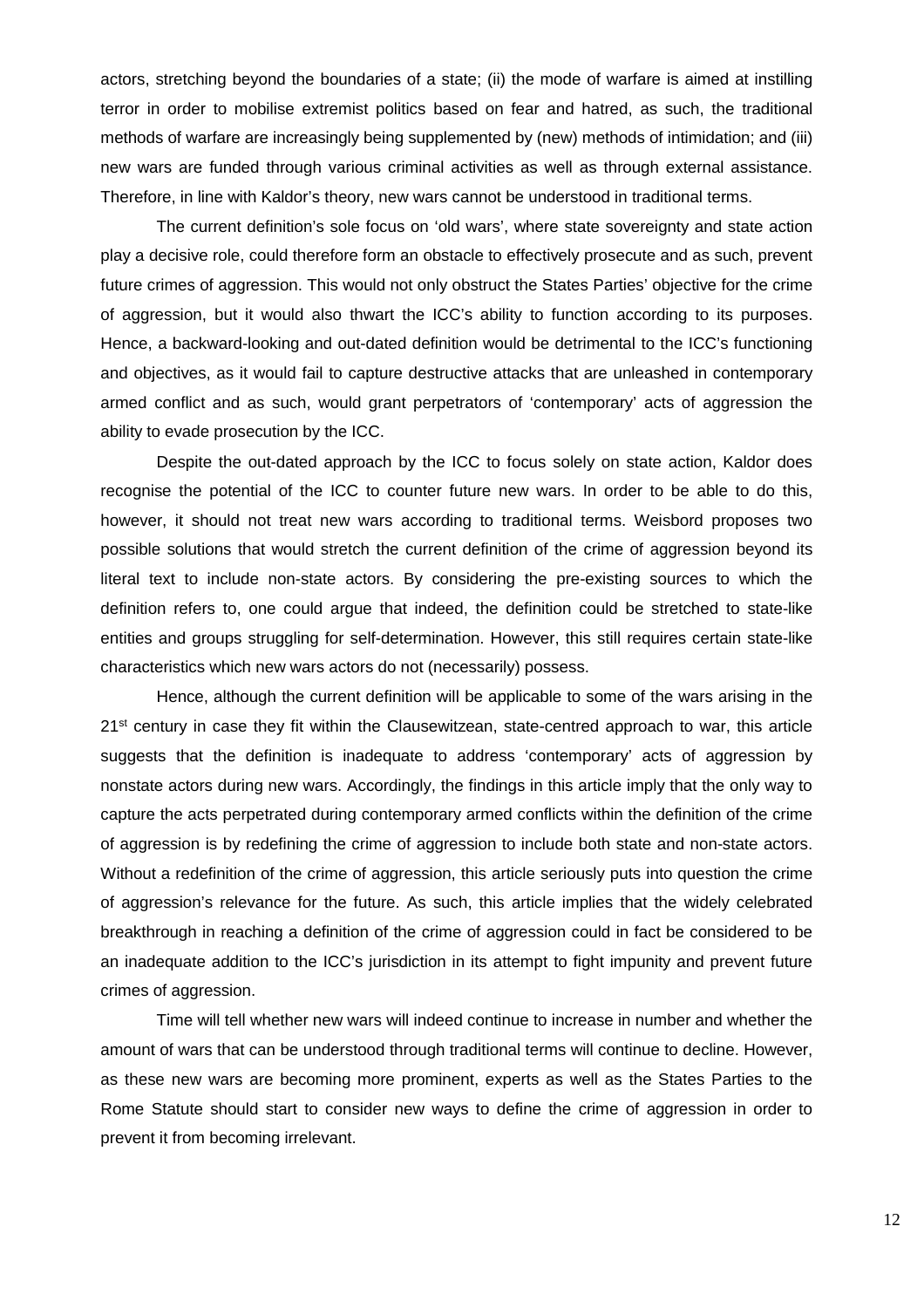actors, stretching beyond the boundaries of a state; (ii) the mode of warfare is aimed at instilling terror in order to mobilise extremist politics based on fear and hatred, as such, the traditional methods of warfare are increasingly being supplemented by (new) methods of intimidation; and (iii) new wars are funded through various criminal activities as well as through external assistance. Therefore, in line with Kaldor's theory, new wars cannot be understood in traditional terms.

The current definition's sole focus on 'old wars', where state sovereignty and state action play a decisive role, could therefore form an obstacle to effectively prosecute and as such, prevent future crimes of aggression. This would not only obstruct the States Parties' objective for the crime of aggression, but it would also thwart the ICC's ability to function according to its purposes. Hence, a backward-looking and out-dated definition would be detrimental to the ICC's functioning and objectives, as it would fail to capture destructive attacks that are unleashed in contemporary armed conflict and as such, would grant perpetrators of 'contemporary' acts of aggression the ability to evade prosecution by the ICC.

Despite the out-dated approach by the ICC to focus solely on state action, Kaldor does recognise the potential of the ICC to counter future new wars. In order to be able to do this, however, it should not treat new wars according to traditional terms. Weisbord proposes two possible solutions that would stretch the current definition of the crime of aggression beyond its literal text to include non-state actors. By considering the pre-existing sources to which the definition refers to, one could argue that indeed, the definition could be stretched to state-like entities and groups struggling for self-determination. However, this still requires certain state-like characteristics which new wars actors do not (necessarily) possess.

Hence, although the current definition will be applicable to some of the wars arising in the 21st century in case they fit within the Clausewitzean, state-centred approach to war, this article suggests that the definition is inadequate to address 'contemporary' acts of aggression by nonstate actors during new wars. Accordingly, the findings in this article imply that the only way to capture the acts perpetrated during contemporary armed conflicts within the definition of the crime of aggression is by redefining the crime of aggression to include both state and non-state actors. Without a redefinition of the crime of aggression, this article seriously puts into question the crime of aggression's relevance for the future. As such, this article implies that the widely celebrated breakthrough in reaching a definition of the crime of aggression could in fact be considered to be an inadequate addition to the ICC's jurisdiction in its attempt to fight impunity and prevent future crimes of aggression.

Time will tell whether new wars will indeed continue to increase in number and whether the amount of wars that can be understood through traditional terms will continue to decline. However, as these new wars are becoming more prominent, experts as well as the States Parties to the Rome Statute should start to consider new ways to define the crime of aggression in order to prevent it from becoming irrelevant.